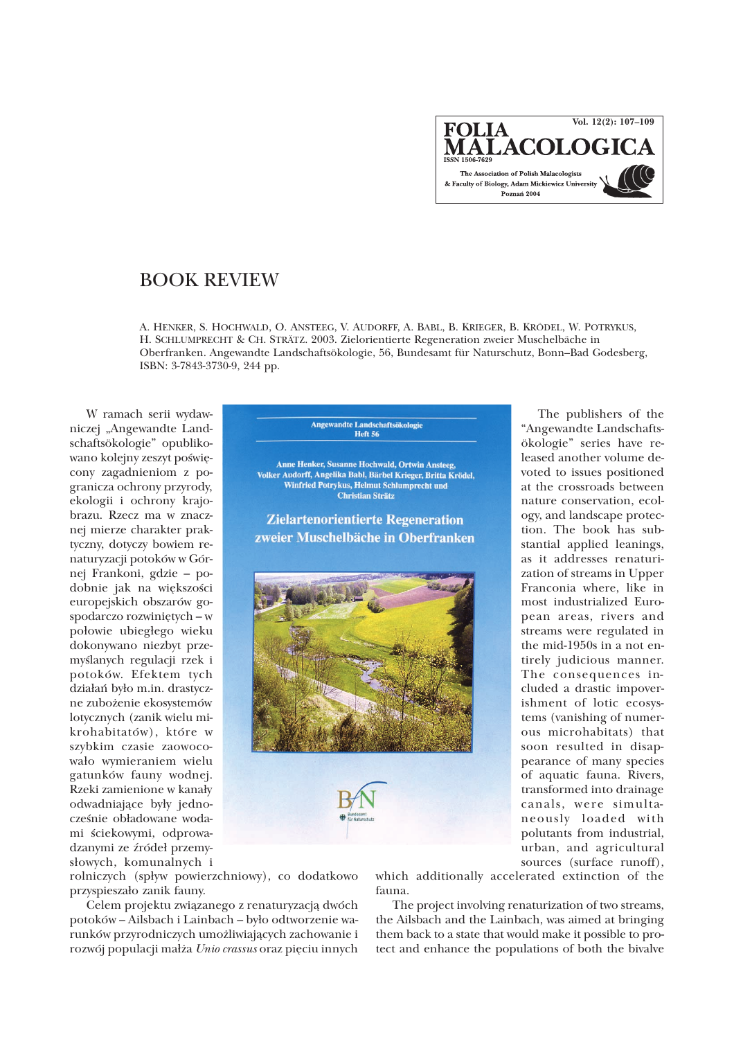# BOOK REVIEW

A. Henker, S. Hochwald, O. Ansteeg, V. Audorff, A. Babl, B. Krieger, B. Krödel, W. Potrykus, H. Schlumprecht & Ch. Strätz. 2003. Zielorientierte Regeneration zweier Muschelbäche in Oberfranken. Angewandte Landschaftsökologie, 56, Bundesamt für Naturschutz, Bonn–Bad Godesberg, ISBN: 3-7843-3730-9, 244 pp.

W ramach serii wydawniczej „Angewandte Landschaftsökologie" opublikowano kolejny zeszyt poświęcony zagadnieniom z pogranicza ochrony przyrody, ekologii i ochrony krajobrazu. Rzecz ma w znacznej mierze charakter praktyczny, dotyczy bowiem renaturyzacji potoków w Górnej Frankoni, gdzie – podobnie jak na większości europejskich obszarów gospodarczo rozwiniętych – w połowie ubiegłego wieku dokonywano niezbyt przemyślanych regulacji rzek i potoków. Efektem tych działań było m.in. drastyczne zubożenie ekosystemów lotycznych (zanik wielu mikrohabitatów), które w szybkim czasie zaowocowało wymieraniem wielu gatunków fauny wodnej. Rzeki zamienione w kanały odwadniające były jednocześnie obładowane wodami ściekowymi, odprowadzanymi ze źródeł przemysłowych, komunalnych i rolniczych (spływ powierzchniowy), co dodatkowo przyspieszało zanik fauny.

Celem projektu związanego z renaturyzacją dwóch potoków – Ailsbach i Lainbach – było odtworzenie warunków przyrodniczych umożliwiających zachowanie i rozwój populacji małża *Unio crassus* oraz pięciu innych

Angewandte Landschaftsökologie
Heft 56

Anne Henker, Susanne Hochwald, Ortwin Ansteeg, Volker Audorff, Angelika Babl, Bärbel Krieger, Britta Krödel, Winfried Potrykus, Helmut Schlumprecht und Christian Strätz

Zielartenorientierte Regeneration zweier Muschelbäche in Oberfranken

The publishers of the "Angewandte Landschaftsökologie" series have released another volume devoted to issues positioned at the crossroads between nature conservation, ecology, and landscape protection. The book has substantial applied leanings, as it addresses renaturization of streams in Upper Franconia where, like in most industrialized European areas, rivers and streams were regulated in the mid-1950s in a not entirely judicious manner. The consequences included a drastic impoverishment of lotic ecosystems (vanishing of numerous microhabitats) that soon resulted in disappearance of many species of aquatic fauna. Rivers, transformed into drainage canals, were simultaneously loaded with polutants from industrial, urban, and agricultural sources (surface runoff), which additionally accelerated extinction of the fauna.

The project involving renaturization of two streams, the Ailsbach and the Lainbach, was aimed at bringing them back to a state that would make it possible to protect and enhance the populations of both the bivalve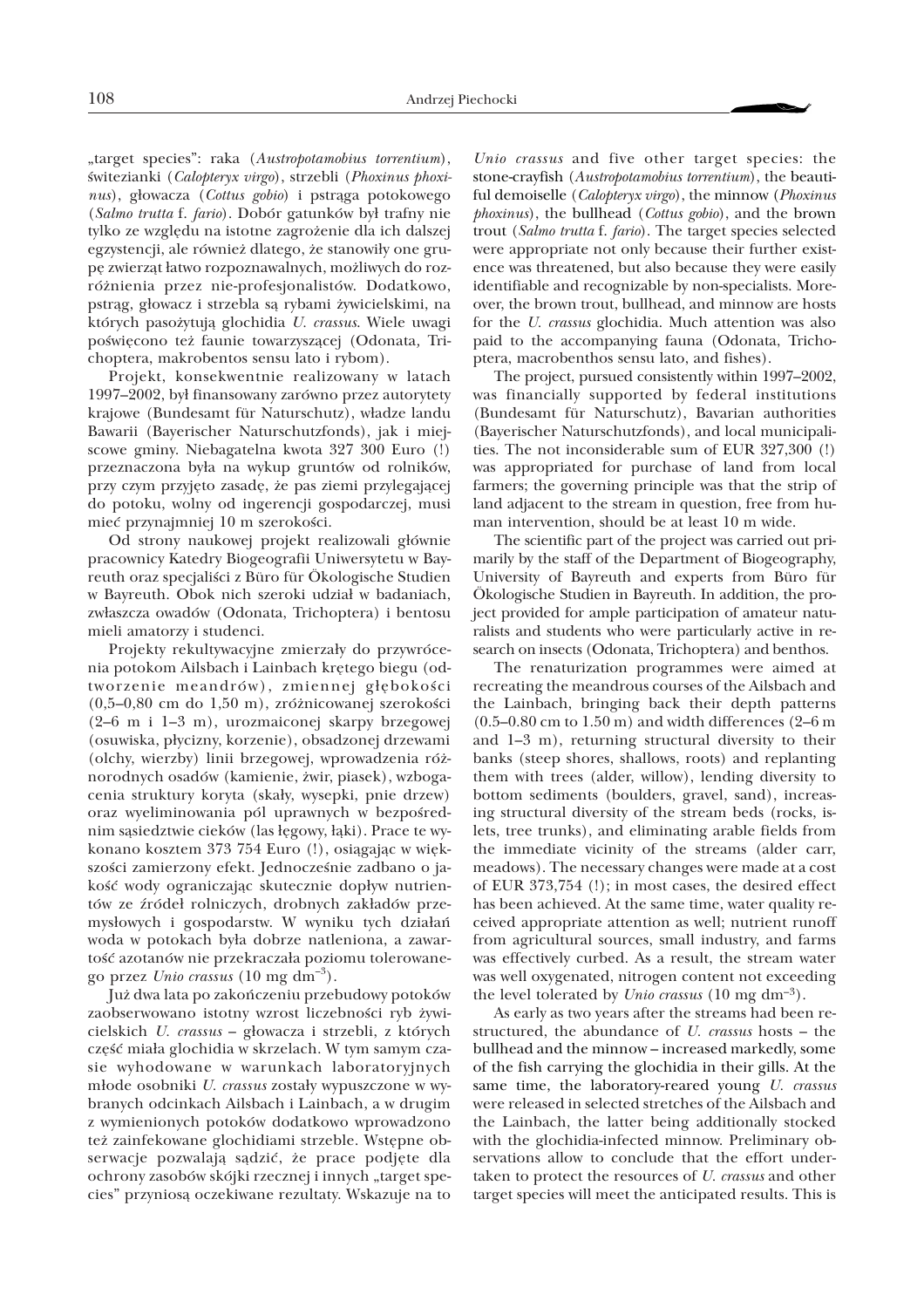„target species": raka (*Austropotamobius torrentium*), świtezianki (*Calopteryx virgo*), strzebli (*Phoxinus phoxinus*), głowacza (*Cottus gobio*) i pstrąga potokowego (*Salmo trutta* f. *fario*). Dobór gatunków był trafny nie tylko ze względu na istotne zagrożenie dla ich dalszej egzystencji, ale również dlatego, że stanowiły one grupę zwierząt łatwo rozpoznawalnych, możliwych do rozróżnienia przez nie-profesjonalistów. Dodatkowo, pstrąg, głowacz i strzebla są rybami żywicielskimi, na których pasożytują glochidia *U. crassus*. Wiele uwagi poświęcono też faunie towarzyszącej (Odonata, Trichoptera, makrobentos sensu lato i rybom).

Projekt, konsekwentnie realizowany w latach 1997–2002, był finansowany zarówno przez autorytety krajowe (Bundesamt für Naturschutz), władze landu Bawarii (Bayerischer Naturschutzfonds), jak i miejscowe gminy. Niebagatelna kwota 327 300 Euro (!) przeznaczona była na wykup gruntów od rolników, przy czym przyjęto zasadę, że pas ziemi przylegającej do potoku, wolny od ingerencji gospodarczej, musi mieć przynajmniej 10 m szerokości.

Od strony naukowej projekt realizowali głównie pracownicy Katedry Biogeografii Uniwersytetu w Bayreuth oraz specjaliści z Büro für Ökologische Studien w Bayreuth. Obok nich szeroki udział w badaniach, zwłaszcza owadów (Odonata, Trichoptera) i bentosu mieli amatorzy i studenci.

Projekty rekultywacyjne zmierzały do przywrócenia potokom Ailsbach i Lainbach krętego biegu (odtworzenie meandrów), zmiennej głębokości (0,5–0,80 cm do 1,50 m), zróżnicowanej szerokości (2–6 m i 1–3 m), urozmaiconej skarpy brzegowej (osuwiska, płycizny, korzenie), obsadzonej drzewami (olchy, wierzby) linii brzegowej, wprowadzenia różnorodnych osadów (kamienie, żwir, piasek), wzbogacenia struktury koryta (skały, wysepki, pnie drzew) oraz wyeliminowania pól uprawnych w bezpośrednim sąsiedztwie cieków (las łęgowy, łąki). Prace te wykonano kosztem 373 754 Euro (!), osiągając w większości zamierzony efekt. Jednocześnie zadbano o jakość wody ograniczając skutecznie dopływ nutrientów ze źródeł rolniczych, drobnych zakładów przemysłowych i gospodarstw. W wyniku tych działań woda w potokach była dobrze natleniona, a zawartość azotanów nie przekraczała poziomu tolerowanego przez *Unio crassus* (10 mg $dm^{-3}$).

Już dwa lata po zakończeniu przebudowy potoków zaobserwowano istotny wzrost liczebności ryb żywicielskich *U. crassus* – głowacza i strzebli, z których część miała glochidia w skrzelach. W tym samym czasie wyhodowane w warunkach laboratoryjnych młode osobniki *U. crassus* zostały wypuszczone w wybranych odcinkach Ailsbach i Lainbach, a w drugim z wymienionych potoków dodatkowo wprowadzono też zainfekowane glochidiami strzeble. Wstępne obserwacje pozwalają sądzić, że prace podjęte dla ochrony zasobów skójki rzecznej i innych „target species" przyniosą oczekiwane rezultaty. Wskazuje na to

*Unio crassus* and five other target species: the stone-crayfish (*Austropotamobius torrentium*), the beautiful demoiselle (*Calopteryx virgo*), the minnow (*Phoxinus phoxinus*), the bullhead (*Cottus gobio*), and the brown trout (*Salmo trutta* f. *fario*). The target species selected were appropriate not only because their further existence was threatened, but also because they were easily identifiable and recognizable by non-specialists. Moreover, the brown trout, bullhead, and minnow are hosts for the *U. crassus* glochidia. Much attention was also paid to the accompanying fauna (Odonata, Trichoptera, macrobenthos sensu lato, and fishes).

The project, pursued consistently within 1997–2002, was financially supported by federal institutions (Bundesamt für Naturschutz), Bavarian authorities (Bayerischer Naturschutzfonds), and local municipalities. The not inconsiderable sum of EUR 327,300 (!) was appropriated for purchase of land from local farmers; the governing principle was that the strip of land adjacent to the stream in question, free from human intervention, should be at least 10 m wide.

The scientific part of the project was carried out primarily by the staff of the Department of Biogeography, University of Bayreuth and experts from Büro für Ökologische Studien in Bayreuth. In addition, the project provided for ample participation of amateur naturalists and students who were particularly active in research on insects (Odonata, Trichoptera) and benthos.

The renaturization programmes were aimed at recreating the meandrous courses of the Ailsbach and the Lainbach, bringing back their depth patterns (0.5–0.80 cm to 1.50 m) and width differences (2–6 m and 1–3 m), returning structural diversity to their banks (steep shores, shallows, roots) and replanting them with trees (alder, willow), lending diversity to bottom sediments (boulders, gravel, sand), increasing structural diversity of the stream beds (rocks, islets, tree trunks), and eliminating arable fields from the immediate vicinity of the streams (alder carr, meadows). The necessary changes were made at a cost of EUR 373,754 (!); in most cases, the desired effect has been achieved. At the same time, water quality received appropriate attention as well; nutrient runoff from agricultural sources, small industry, and farms was effectively curbed. As a result, the stream water was well oxygenated, nitrogen content not exceeding the level tolerated by *Unio crassus* (10 mg $dm^{-3}$).

As early as two years after the streams had been restructured, the abundance of *U. crassus* hosts – the bullhead and the minnow – increased markedly, some of the fish carrying the glochidia in their gills. At the same time, the laboratory-reared young *U. crassus* were released in selected stretches of the Ailsbach and the Lainbach, the latter being additionally stocked with the glochidia-infected minnow. Preliminary observations allow to conclude that the effort undertaken to protect the resources of *U. crassus* and other target species will meet the anticipated results. This is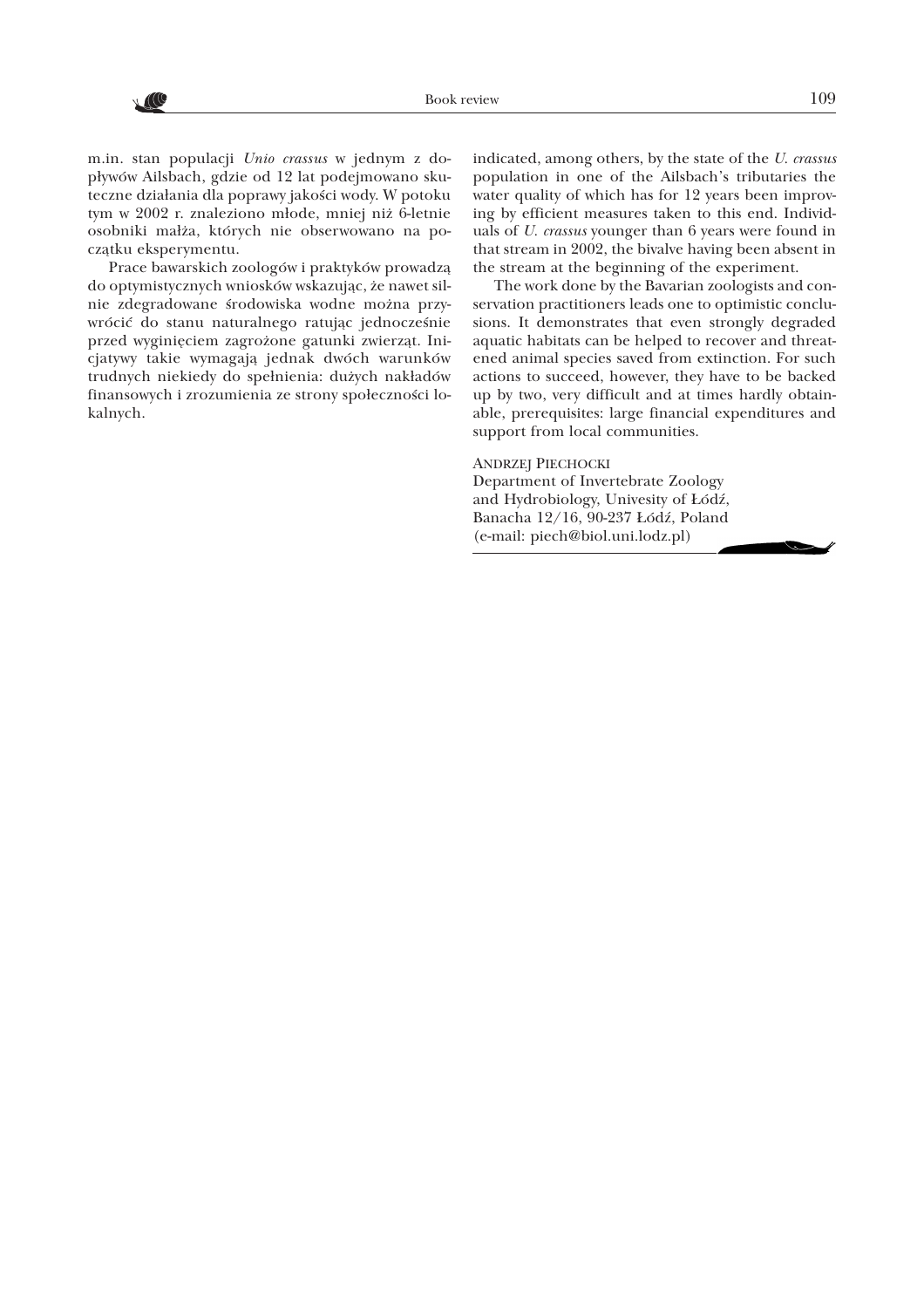m.in. stan populacji *Unio crassus* w jednym z dopływów Ailsbach, gdzie od 12 lat podejmowano skuteczne działania dla poprawy jakości wody. W potoku tym w 2002 r. znaleziono młode, mniej niż 6-letnie osobniki małża, których nie obserwowano na początku eksperymentu.

Prace bawarskich zoologów i praktyków prowadzą do optymistycznych wniosków wskazując, że nawet silnie zdegradowane środowiska wodne można przywrócić do stanu naturalnego ratując jednocześnie przed wyginięciem zagrożone gatunki zwierząt. Inicjatywy takie wymagają jednak dwóch warunków trudnych niekiedy do spełnienia: dużych nakładów finansowych i zrozumienia ze strony społeczności lokalnych.

indicated, among others, by the state of the *U. crassus* population in one of the Ailsbach's tributaries the water quality of which has for 12 years been improving by efficient measures taken to this end. Individuals of *U. crassus* younger than 6 years were found in that stream in 2002, the bivalve having been absent in the stream at the beginning of the experiment.

The work done by the Bavarian zoologists and conservation practitioners leads one to optimistic conclusions. It demonstrates that even strongly degraded aquatic habitats can be helped to recover and threatened animal species saved from extinction. For such actions to succeed, however, they have to be backed up by two, very difficult and at times hardly obtainable, prerequisites: large financial expenditures and support from local communities.

ANDRZEJ PIECHOCKI
Department of Invertebrate Zoology
and Hydrobiology, Univesity of Łódź,
Banacha 12/16, 90-237 Łódź, Poland
(e-mail: piech@biol.uni.lodz.pl)